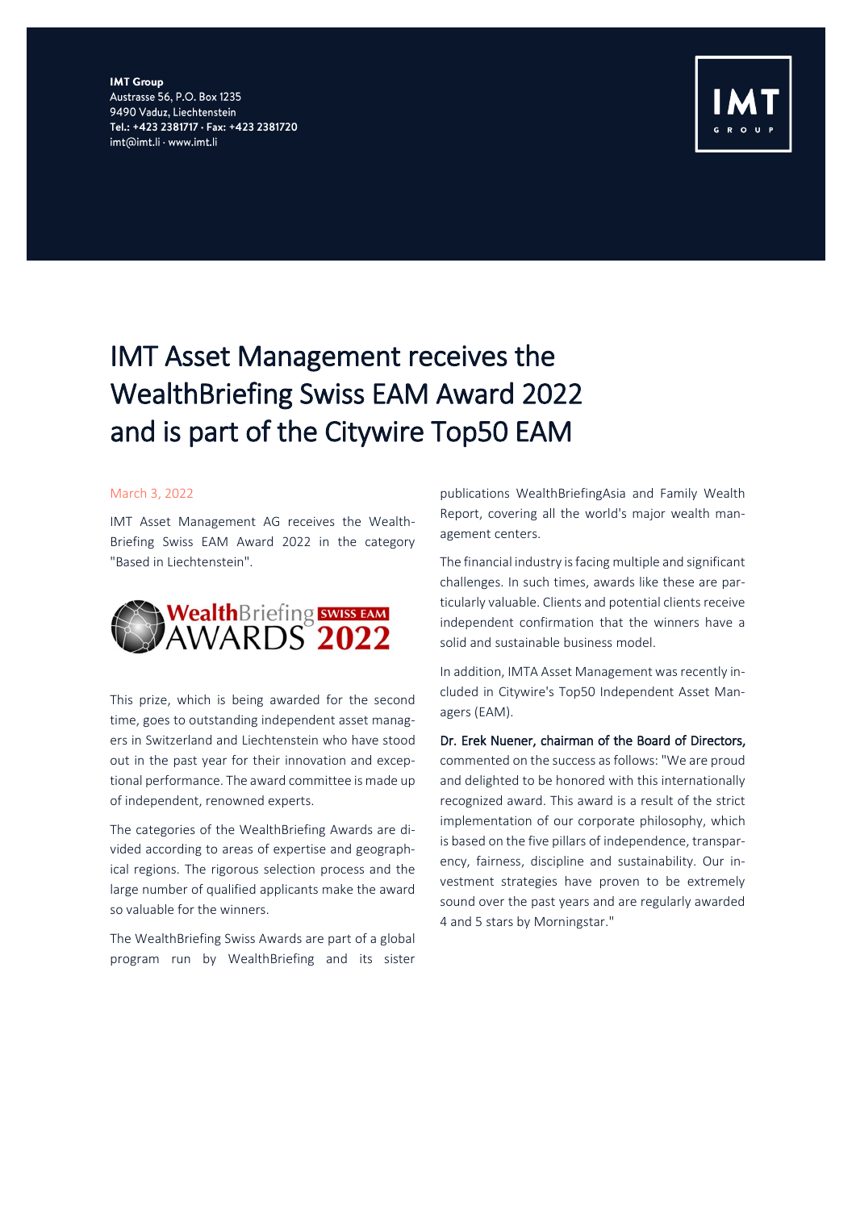**IMT Group**
Austrasse 56, P.O. Box 1235
9490 Vaduz, Liechtenstein
**Tel.: +423 2381717 · Fax: +423 2381720**
imt@imt.li · www.imt.li

# IMT Asset Management receives the WealthBriefing Swiss EAM Award 2022 and is part of the Citywire Top50 EAM

March 3, 2022

IMT Asset Management AG receives the WealthBriefing Swiss EAM Award 2022 in the category "Based in Liechtenstein".

This prize, which is being awarded for the second time, goes to outstanding independent asset managers in Switzerland and Liechtenstein who have stood out in the past year for their innovation and exceptional performance. The award committee is made up of independent, renowned experts.

The categories of the WealthBriefing Awards are divided according to areas of expertise and geographical regions. The rigorous selection process and the large number of qualified applicants make the award so valuable for the winners.

The WealthBriefing Swiss Awards are part of a global program run by WealthBriefing and its sister publications WealthBriefingAsia and Family Wealth Report, covering all the world's major wealth management centers.

The financial industry is facing multiple and significant challenges. In such times, awards like these are particularly valuable. Clients and potential clients receive independent confirmation that the winners have a solid and sustainable business model.

In addition, IMTA Asset Management was recently included in Citywire's Top50 Independent Asset Managers (EAM).

**Dr. Erek Nuener, chairman of the Board of Directors,** commented on the success as follows: "We are proud and delighted to be honored with this internationally recognized award. This award is a result of the strict implementation of our corporate philosophy, which is based on the five pillars of independence, transparency, fairness, discipline and sustainability. Our investment strategies have proven to be extremely sound over the past years and are regularly awarded 4 and 5 stars by Morningstar."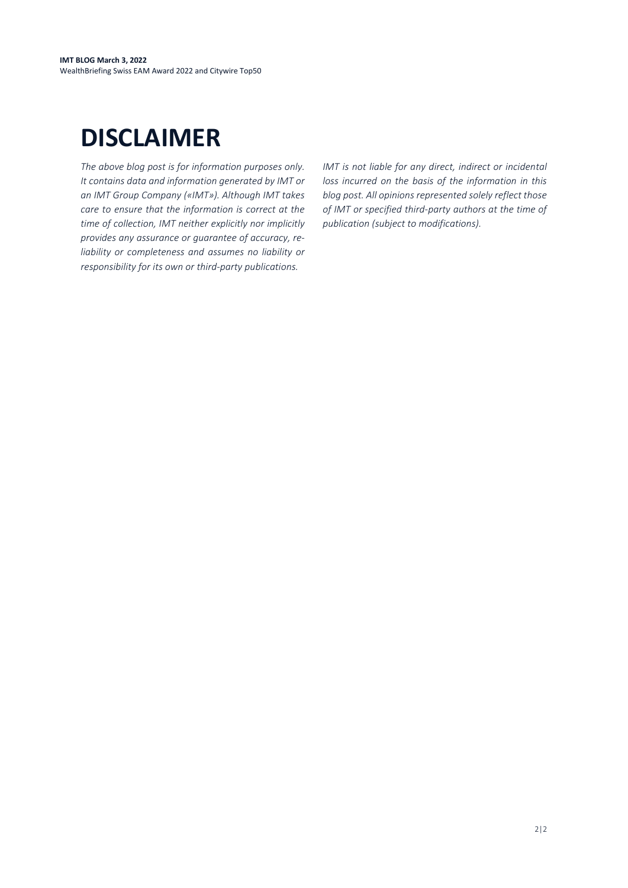# DISCLAIMER

*The above blog post is for information purposes only. It contains data and information generated by IMT or an IMT Group Company («IMT»). Although IMT takes care to ensure that the information is correct at the time of collection, IMT neither explicitly nor implicitly provides any assurance or guarantee of accuracy, reliability or completeness and assumes no liability or responsibility for its own or third-party publications.*

*IMT is not liable for any direct, indirect or incidental loss incurred on the basis of the information in this blog post. All opinions represented solely reflect those of IMT or specified third-party authors at the time of publication (subject to modifications).*